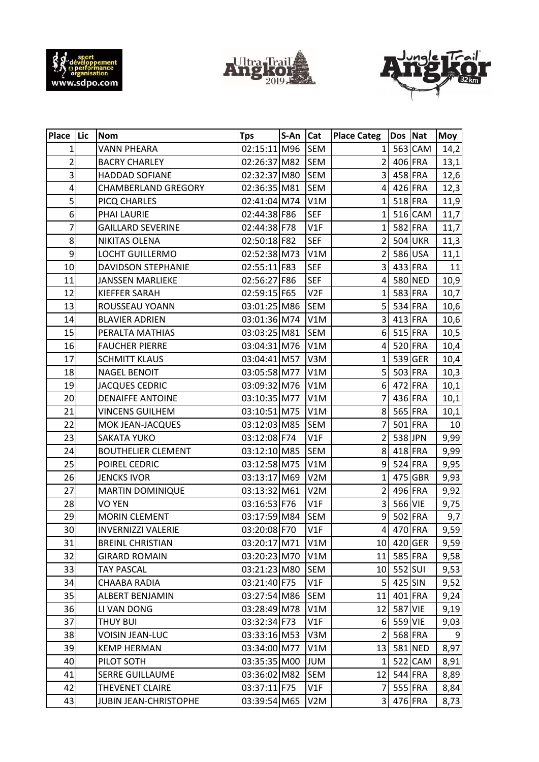| Place | Lic | Nom | Tps | S-An | Cat | Place Categ | Dos | Nat | Moy |
|---|---|---|---|---|---|---|---|---|---|
| 1 | | VANN PHEARA | 02:15:11 | M96 | SEM | 1 | 563 | CAM | 14,2 |
| 2 | | BACRY CHARLEY | 02:26:37 | M82 | SEM | 2 | 406 | FRA | 13,1 |
| 3 | | HADDAD SOFIANE | 02:32:37 | M80 | SEM | 3 | 458 | FRA | 12,6 |
| 4 | | CHAMBERLAND GREGORY | 02:36:35 | M81 | SEM | 4 | 426 | FRA | 12,3 |
| 5 | | PICQ CHARLES | 02:41:04 | M74 | V1M | 1 | 518 | FRA | 11,9 |
| 6 | | PHAI LAURIE | 02:44:38 | F86 | SEF | 1 | 516 | CAM | 11,7 |
| 7 | | GAILLARD SEVERINE | 02:44:38 | F78 | V1F | 1 | 582 | FRA | 11,7 |
| 8 | | NIKITAS OLENA | 02:50:18 | F82 | SEF | 2 | 504 | UKR | 11,3 |
| 9 | | LOCHT GUILLERMO | 02:52:38 | M73 | V1M | 2 | 586 | USA | 11,1 |
| 10 | | DAVIDSON STEPHANIE | 02:55:11 | F83 | SEF | 3 | 433 | FRA | 11 |
| 11 | | JANSSEN MARLIEKE | 02:56:27 | F86 | SEF | 4 | 580 | NED | 10,9 |
| 12 | | KIEFFER SARAH | 02:59:15 | F65 | V2F | 1 | 583 | FRA | 10,7 |
| 13 | | ROUSSEAU YOANN | 03:01:25 | M86 | SEM | 5 | 534 | FRA | 10,6 |
| 14 | | BLAVIER ADRIEN | 03:01:36 | M74 | V1M | 3 | 413 | FRA | 10,6 |
| 15 | | PERALTA MATHIAS | 03:03:25 | M81 | SEM | 6 | 515 | FRA | 10,5 |
| 16 | | FAUCHER PIERRE | 03:04:31 | M76 | V1M | 4 | 520 | FRA | 10,4 |
| 17 | | SCHMITT KLAUS | 03:04:41 | M57 | V3M | 1 | 539 | GER | 10,4 |
| 18 | | NAGEL BENOIT | 03:05:58 | M77 | V1M | 5 | 503 | FRA | 10,3 |
| 19 | | JACQUES CEDRIC | 03:09:32 | M76 | V1M | 6 | 472 | FRA | 10,1 |
| 20 | | DENAIFFE ANTOINE | 03:10:35 | M77 | V1M | 7 | 436 | FRA | 10,1 |
| 21 | | VINCENS GUILHEM | 03:10:51 | M75 | V1M | 8 | 565 | FRA | 10,1 |
| 22 | | MOK JEAN-JACQUES | 03:12:03 | M85 | SEM | 7 | 501 | FRA | 10 |
| 23 | | SAKATA YUKO | 03:12:08 | F74 | V1F | 2 | 538 | JPN | 9,99 |
| 24 | | BOUTHELIER CLEMENT | 03:12:10 | M85 | SEM | 8 | 418 | FRA | 9,99 |
| 25 | | POIREL CEDRIC | 03:12:58 | M75 | V1M | 9 | 524 | FRA | 9,95 |
| 26 | | JENCKS IVOR | 03:13:17 | M69 | V2M | 1 | 475 | GBR | 9,93 |
| 27 | | MARTIN DOMINIQUE | 03:13:32 | M61 | V2M | 2 | 496 | FRA | 9,92 |
| 28 | | VO YEN | 03:16:53 | F76 | V1F | 3 | 566 | VIE | 9,75 |
| 29 | | MORIN CLEMENT | 03:17:59 | M84 | SEM | 9 | 502 | FRA | 9,7 |
| 30 | | INVERNIZZI VALERIE | 03:20:08 | F70 | V1F | 4 | 470 | FRA | 9,59 |
| 31 | | BREINL CHRISTIAN | 03:20:17 | M71 | V1M | 10 | 420 | GER | 9,59 |
| 32 | | GIRARD ROMAIN | 03:20:23 | M70 | V1M | 11 | 585 | FRA | 9,58 |
| 33 | | TAY PASCAL | 03:21:23 | M80 | SEM | 10 | 552 | SUI | 9,53 |
| 34 | | CHAABA RADIA | 03:21:40 | F75 | V1F | 5 | 425 | SIN | 9,52 |
| 35 | | ALBERT BENJAMIN | 03:27:54 | M86 | SEM | 11 | 401 | FRA | 9,24 |
| 36 | | LI VAN DONG | 03:28:49 | M78 | V1M | 12 | 587 | VIE | 9,19 |
| 37 | | THUY BUI | 03:32:34 | F73 | V1F | 6 | 559 | VIE | 9,03 |
| 38 | | VOISIN JEAN-LUC | 03:33:16 | M53 | V3M | 2 | 568 | FRA | 9 |
| 39 | | KEMP HERMAN | 03:34:00 | M77 | V1M | 13 | 581 | NED | 8,97 |
| 40 | | PILOT SOTH | 03:35:35 | M00 | JUM | 1 | 522 | CAM | 8,91 |
| 41 | | SERRE GUILLAUME | 03:36:02 | M82 | SEM | 12 | 544 | FRA | 8,89 |
| 42 | | THEVENET CLAIRE | 03:37:11 | F75 | V1F | 7 | 555 | FRA | 8,84 |
| 43 | | JUBIN JEAN-CHRISTOPHE | 03:39:54 | M65 | V2M | 3 | 476 | FRA | 8,73 |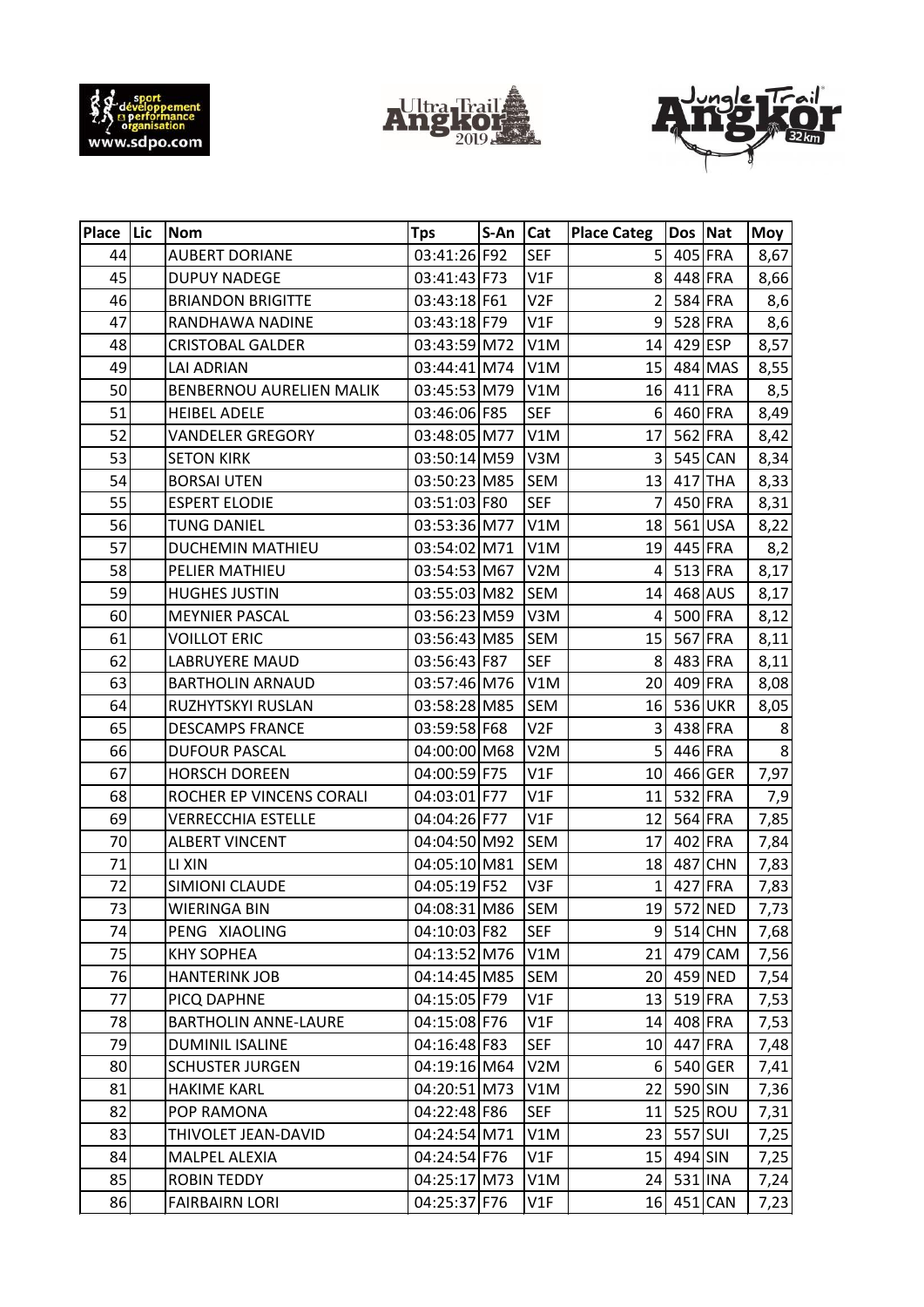| Place | Lic | Nom | Tps | S-An | Cat | Place Categ | Dos | Nat | Moy |
|---|---|---|---|---|---|---|---|---|---|
| 44 | | AUBERT DORIANE | 03:41:26 | F92 | SEF | 5 | 405 | FRA | 8,67 |
| 45 | | DUPUY NADEGE | 03:41:43 | F73 | V1F | 8 | 448 | FRA | 8,66 |
| 46 | | BRIANDON BRIGITTE | 03:43:18 | F61 | V2F | 2 | 584 | FRA | 8,6 |
| 47 | | RANDHAWA NADINE | 03:43:18 | F79 | V1F | 9 | 528 | FRA | 8,6 |
| 48 | | CRISTOBAL GALDER | 03:43:59 | M72 | V1M | 14 | 429 | ESP | 8,57 |
| 49 | | LAI ADRIAN | 03:44:41 | M74 | V1M | 15 | 484 | MAS | 8,55 |
| 50 | | BENBERNOU AURELIEN MALIK | 03:45:53 | M79 | V1M | 16 | 411 | FRA | 8,5 |
| 51 | | HEIBEL ADELE | 03:46:06 | F85 | SEF | 6 | 460 | FRA | 8,49 |
| 52 | | VANDELER GREGORY | 03:48:05 | M77 | V1M | 17 | 562 | FRA | 8,42 |
| 53 | | SETON KIRK | 03:50:14 | M59 | V3M | 3 | 545 | CAN | 8,34 |
| 54 | | BORSAI UTEN | 03:50:23 | M85 | SEM | 13 | 417 | THA | 8,33 |
| 55 | | ESPERT ELODIE | 03:51:03 | F80 | SEF | 7 | 450 | FRA | 8,31 |
| 56 | | TUNG DANIEL | 03:53:36 | M77 | V1M | 18 | 561 | USA | 8,22 |
| 57 | | DUCHEMIN MATHIEU | 03:54:02 | M71 | V1M | 19 | 445 | FRA | 8,2 |
| 58 | | PELIER MATHIEU | 03:54:53 | M67 | V2M | 4 | 513 | FRA | 8,17 |
| 59 | | HUGHES JUSTIN | 03:55:03 | M82 | SEM | 14 | 468 | AUS | 8,17 |
| 60 | | MEYNIER PASCAL | 03:56:23 | M59 | V3M | 4 | 500 | FRA | 8,12 |
| 61 | | VOILLOT ERIC | 03:56:43 | M85 | SEM | 15 | 567 | FRA | 8,11 |
| 62 | | LABRUYERE MAUD | 03:56:43 | F87 | SEF | 8 | 483 | FRA | 8,11 |
| 63 | | BARTHOLIN ARNAUD | 03:57:46 | M76 | V1M | 20 | 409 | FRA | 8,08 |
| 64 | | RUZHYTSKYI RUSLAN | 03:58:28 | M85 | SEM | 16 | 536 | UKR | 8,05 |
| 65 | | DESCAMPS FRANCE | 03:59:58 | F68 | V2F | 3 | 438 | FRA | 8 |
| 66 | | DUFOUR PASCAL | 04:00:00 | M68 | V2M | 5 | 446 | FRA | 8 |
| 67 | | HORSCH DOREEN | 04:00:59 | F75 | V1F | 10 | 466 | GER | 7,97 |
| 68 | | ROCHER EP VINCENS CORALI | 04:03:01 | F77 | V1F | 11 | 532 | FRA | 7,9 |
| 69 | | VERRECCHIA ESTELLE | 04:04:26 | F77 | V1F | 12 | 564 | FRA | 7,85 |
| 70 | | ALBERT VINCENT | 04:04:50 | M92 | SEM | 17 | 402 | FRA | 7,84 |
| 71 | | LI XIN | 04:05:10 | M81 | SEM | 18 | 487 | CHN | 7,83 |
| 72 | | SIMIONI CLAUDE | 04:05:19 | F52 | V3F | 1 | 427 | FRA | 7,83 |
| 73 | | WIERINGA BIN | 04:08:31 | M86 | SEM | 19 | 572 | NED | 7,73 |
| 74 | | PENG XIAOLING | 04:10:03 | F82 | SEF | 9 | 514 | CHN | 7,68 |
| 75 | | KHY SOPHEA | 04:13:52 | M76 | V1M | 21 | 479 | CAM | 7,56 |
| 76 | | HANTERINK JOB | 04:14:45 | M85 | SEM | 20 | 459 | NED | 7,54 |
| 77 | | PICQ DAPHNE | 04:15:05 | F79 | V1F | 13 | 519 | FRA | 7,53 |
| 78 | | BARTHOLIN ANNE-LAURE | 04:15:08 | F76 | V1F | 14 | 408 | FRA | 7,53 |
| 79 | | DUMINIL ISALINE | 04:16:48 | F83 | SEF | 10 | 447 | FRA | 7,48 |
| 80 | | SCHUSTER JURGEN | 04:19:16 | M64 | V2M | 6 | 540 | GER | 7,41 |
| 81 | | HAKIME KARL | 04:20:51 | M73 | V1M | 22 | 590 | SIN | 7,36 |
| 82 | | POP RAMONA | 04:22:48 | F86 | SEF | 11 | 525 | ROU | 7,31 |
| 83 | | THIVOLET JEAN-DAVID | 04:24:54 | M71 | V1M | 23 | 557 | SUI | 7,25 |
| 84 | | MALPEL ALEXIA | 04:24:54 | F76 | V1F | 15 | 494 | SIN | 7,25 |
| 85 | | ROBIN TEDDY | 04:25:17 | M73 | V1M | 24 | 531 | INA | 7,24 |
| 86 | | FAIRBAIRN LORI | 04:25:37 | F76 | V1F | 16 | 451 | CAN | 7,23 |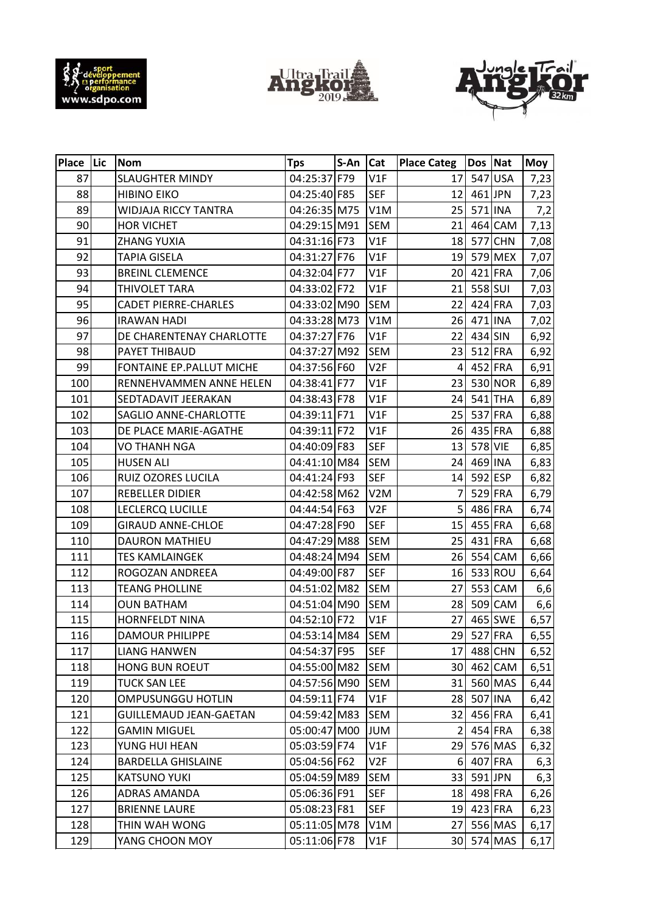| Place | Lic | Nom | Tps | S-An | Cat | Place Categ | Dos | Nat | Moy |
|---|---|---|---|---|---|---|---|---|---|
| 87 | | SLAUGHTER MINDY | 04:25:37 | F79 | V1F | 17 | 547 | USA | 7,23 |
| 88 | | HIBINO EIKO | 04:25:40 | F85 | SEF | 12 | 461 | JPN | 7,23 |
| 89 | | WIDJAJA RICCY TANTRA | 04:26:35 | M75 | V1M | 25 | 571 | INA | 7,2 |
| 90 | | HOR VICHET | 04:29:15 | M91 | SEM | 21 | 464 | CAM | 7,13 |
| 91 | | ZHANG YUXIA | 04:31:16 | F73 | V1F | 18 | 577 | CHN | 7,08 |
| 92 | | TAPIA GISELA | 04:31:27 | F76 | V1F | 19 | 579 | MEX | 7,07 |
| 93 | | BREINL CLEMENCE | 04:32:04 | F77 | V1F | 20 | 421 | FRA | 7,06 |
| 94 | | THIVOLET TARA | 04:33:02 | F72 | V1F | 21 | 558 | SUI | 7,03 |
| 95 | | CADET PIERRE-CHARLES | 04:33:02 | M90 | SEM | 22 | 424 | FRA | 7,03 |
| 96 | | IRAWAN HADI | 04:33:28 | M73 | V1M | 26 | 471 | INA | 7,02 |
| 97 | | DE CHARENTENAY CHARLOTTE | 04:37:27 | F76 | V1F | 22 | 434 | SIN | 6,92 |
| 98 | | PAYET THIBAUD | 04:37:27 | M92 | SEM | 23 | 512 | FRA | 6,92 |
| 99 | | FONTAINE EP.PALLUT MICHE | 04:37:56 | F60 | V2F | 4 | 452 | FRA | 6,91 |
| 100 | | RENNEHVAMMEN ANNE HELEN | 04:38:41 | F77 | V1F | 23 | 530 | NOR | 6,89 |
| 101 | | SEDTADAVIT JEERAKAN | 04:38:43 | F78 | V1F | 24 | 541 | THA | 6,89 |
| 102 | | SAGLIO ANNE-CHARLOTTE | 04:39:11 | F71 | V1F | 25 | 537 | FRA | 6,88 |
| 103 | | DE PLACE MARIE-AGATHE | 04:39:11 | F72 | V1F | 26 | 435 | FRA | 6,88 |
| 104 | | VO THANH NGA | 04:40:09 | F83 | SEF | 13 | 578 | VIE | 6,85 |
| 105 | | HUSEN ALI | 04:41:10 | M84 | SEM | 24 | 469 | INA | 6,83 |
| 106 | | RUIZ OZORES LUCILA | 04:41:24 | F93 | SEF | 14 | 592 | ESP | 6,82 |
| 107 | | REBELLER DIDIER | 04:42:58 | M62 | V2M | 7 | 529 | FRA | 6,79 |
| 108 | | LECLERCQ LUCILLE | 04:44:54 | F63 | V2F | 5 | 486 | FRA | 6,74 |
| 109 | | GIRAUD ANNE-CHLOE | 04:47:28 | F90 | SEF | 15 | 455 | FRA | 6,68 |
| 110 | | DAURON MATHIEU | 04:47:29 | M88 | SEM | 25 | 431 | FRA | 6,68 |
| 111 | | TES KAMLAINGEK | 04:48:24 | M94 | SEM | 26 | 554 | CAM | 6,66 |
| 112 | | ROGOZAN ANDREEA | 04:49:00 | F87 | SEF | 16 | 533 | ROU | 6,64 |
| 113 | | TEANG PHOLLINE | 04:51:02 | M82 | SEM | 27 | 553 | CAM | 6,6 |
| 114 | | OUN BATHAM | 04:51:04 | M90 | SEM | 28 | 509 | CAM | 6,6 |
| 115 | | HORNFELDT NINA | 04:52:10 | F72 | V1F | 27 | 465 | SWE | 6,57 |
| 116 | | DAMOUR PHILIPPE | 04:53:14 | M84 | SEM | 29 | 527 | FRA | 6,55 |
| 117 | | LIANG HANWEN | 04:54:37 | F95 | SEF | 17 | 488 | CHN | 6,52 |
| 118 | | HONG BUN ROEUT | 04:55:00 | M82 | SEM | 30 | 462 | CAM | 6,51 |
| 119 | | TUCK SAN LEE | 04:57:56 | M90 | SEM | 31 | 560 | MAS | 6,44 |
| 120 | | OMPUSUNGGU HOTLIN | 04:59:11 | F74 | V1F | 28 | 507 | INA | 6,42 |
| 121 | | GUILLEMAUD JEAN-GAETAN | 04:59:42 | M83 | SEM | 32 | 456 | FRA | 6,41 |
| 122 | | GAMIN MIGUEL | 05:00:47 | M00 | JUM | 2 | 454 | FRA | 6,38 |
| 123 | | YUNG HUI HEAN | 05:03:59 | F74 | V1F | 29 | 576 | MAS | 6,32 |
| 124 | | BARDELLA GHISLAINE | 05:04:56 | F62 | V2F | 6 | 407 | FRA | 6,3 |
| 125 | | KATSUNO YUKI | 05:04:59 | M89 | SEM | 33 | 591 | JPN | 6,3 |
| 126 | | ADRAS AMANDA | 05:06:36 | F91 | SEF | 18 | 498 | FRA | 6,26 |
| 127 | | BRIENNE LAURE | 05:08:23 | F81 | SEF | 19 | 423 | FRA | 6,23 |
| 128 | | THIN WAH WONG | 05:11:05 | M78 | V1M | 27 | 556 | MAS | 6,17 |
| 129 | | YANG CHOON MOY | 05:11:06 | F78 | V1F | 30 | 574 | MAS | 6,17 |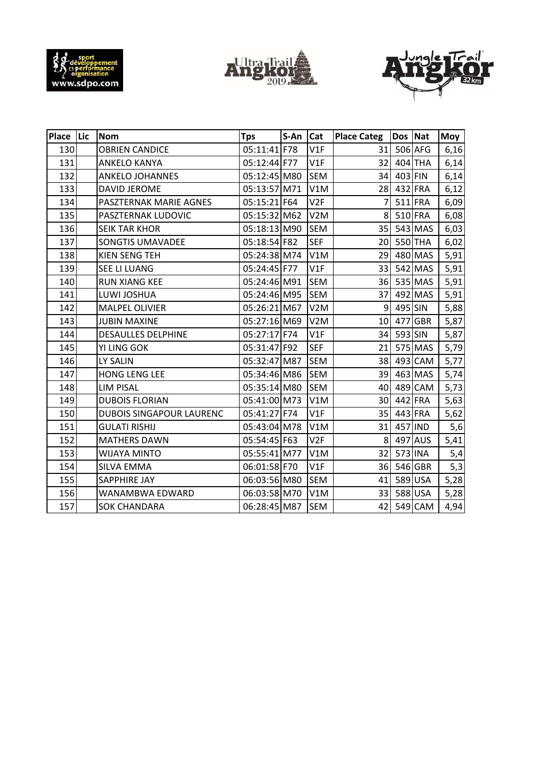| Place | Lic | Nom | Tps | S-An | Cat | Place Categ | Dos | Nat | Moy |
|---|---|---|---|---|---|---|---|---|---|
| 130 | | OBRIEN CANDICE | 05:11:41 | F78 | V1F | 31 | 506 | AFG | 6,16 |
| 131 | | ANKELO KANYA | 05:12:44 | F77 | V1F | 32 | 404 | THA | 6,14 |
| 132 | | ANKELO JOHANNES | 05:12:45 | M80 | SEM | 34 | 403 | FIN | 6,14 |
| 133 | | DAVID JEROME | 05:13:57 | M71 | V1M | 28 | 432 | FRA | 6,12 |
| 134 | | PASZTERNAK MARIE AGNES | 05:15:21 | F64 | V2F | 7 | 511 | FRA | 6,09 |
| 135 | | PASZTERNAK LUDOVIC | 05:15:32 | M62 | V2M | 8 | 510 | FRA | 6,08 |
| 136 | | SEIK TAR KHOR | 05:18:13 | M90 | SEM | 35 | 543 | MAS | 6,03 |
| 137 | | SONGTIS UMAVADEE | 05:18:54 | F82 | SEF | 20 | 550 | THA | 6,02 |
| 138 | | KIEN SENG TEH | 05:24:38 | M74 | V1M | 29 | 480 | MAS | 5,91 |
| 139 | | SEE LI LUANG | 05:24:45 | F77 | V1F | 33 | 542 | MAS | 5,91 |
| 140 | | RUN XIANG KEE | 05:24:46 | M91 | SEM | 36 | 535 | MAS | 5,91 |
| 141 | | LUWI JOSHUA | 05:24:46 | M95 | SEM | 37 | 492 | MAS | 5,91 |
| 142 | | MALPEL OLIVIER | 05:26:21 | M67 | V2M | 9 | 495 | SIN | 5,88 |
| 143 | | JUBIN MAXINE | 05:27:16 | M69 | V2M | 10 | 477 | GBR | 5,87 |
| 144 | | DESAULLES DELPHINE | 05:27:17 | F74 | V1F | 34 | 593 | SIN | 5,87 |
| 145 | | YI LING GOK | 05:31:47 | F92 | SEF | 21 | 575 | MAS | 5,79 |
| 146 | | LY SALIN | 05:32:47 | M87 | SEM | 38 | 493 | CAM | 5,77 |
| 147 | | HONG LENG LEE | 05:34:46 | M86 | SEM | 39 | 463 | MAS | 5,74 |
| 148 | | LIM PISAL | 05:35:14 | M80 | SEM | 40 | 489 | CAM | 5,73 |
| 149 | | DUBOIS FLORIAN | 05:41:00 | M73 | V1M | 30 | 442 | FRA | 5,63 |
| 150 | | DUBOIS SINGAPOUR LAURENC | 05:41:27 | F74 | V1F | 35 | 443 | FRA | 5,62 |
| 151 | | GULATI RISHIJ | 05:43:04 | M78 | V1M | 31 | 457 | IND | 5,6 |
| 152 | | MATHERS DAWN | 05:54:45 | F63 | V2F | 8 | 497 | AUS | 5,41 |
| 153 | | WIJAYA MINTO | 05:55:41 | M77 | V1M | 32 | 573 | INA | 5,4 |
| 154 | | SILVA EMMA | 06:01:58 | F70 | V1F | 36 | 546 | GBR | 5,3 |
| 155 | | SAPPHIRE JAY | 06:03:56 | M80 | SEM | 41 | 589 | USA | 5,28 |
| 156 | | WANAMBWA EDWARD | 06:03:58 | M70 | V1M | 33 | 588 | USA | 5,28 |
| 157 | | SOK CHANDARA | 06:28:45 | M87 | SEM | 42 | 549 | CAM | 4,94 |